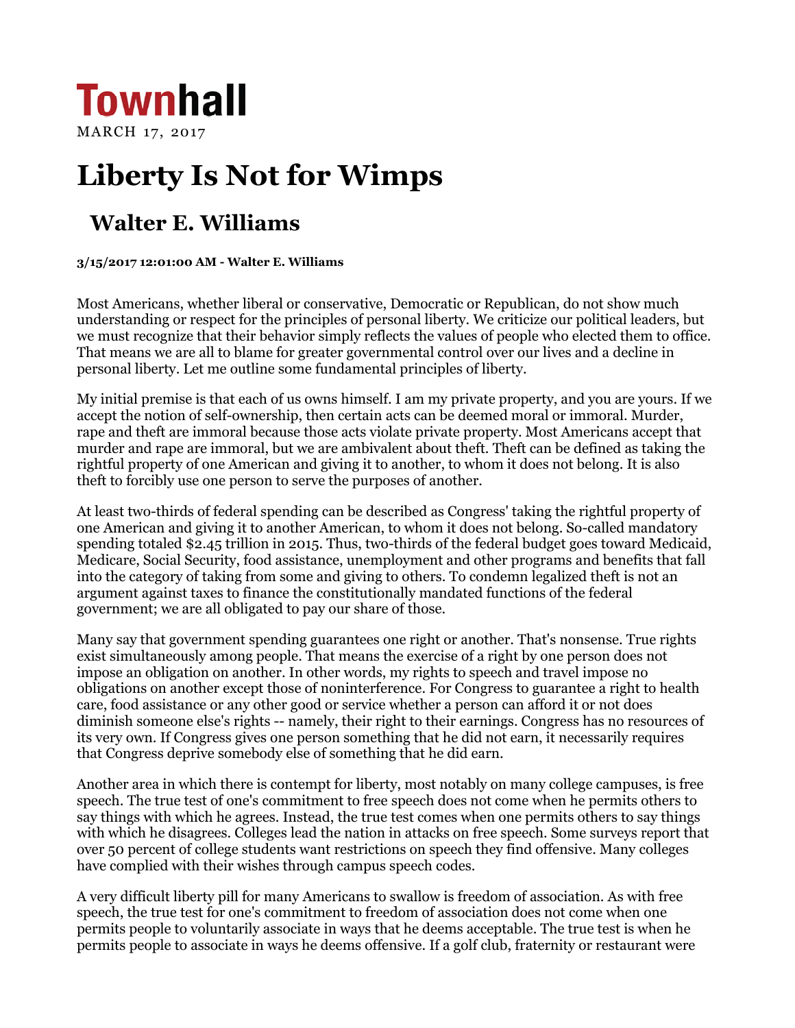Townhall

MARCH 17, 2017

# Liberty Is Not for Wimps

## Walter E. Williams

**3/15/2017 12:01:00 AM - Walter E. Williams**

Most Americans, whether liberal or conservative, Democratic or Republican, do not show much understanding or respect for the principles of personal liberty. We criticize our political leaders, but we must recognize that their behavior simply reflects the values of people who elected them to office. That means we are all to blame for greater governmental control over our lives and a decline in personal liberty. Let me outline some fundamental principles of liberty.

My initial premise is that each of us owns himself. I am my private property, and you are yours. If we accept the notion of self-ownership, then certain acts can be deemed moral or immoral. Murder, rape and theft are immoral because those acts violate private property. Most Americans accept that murder and rape are immoral, but we are ambivalent about theft. Theft can be defined as taking the rightful property of one American and giving it to another, to whom it does not belong. It is also theft to forcibly use one person to serve the purposes of another.

At least two-thirds of federal spending can be described as Congress' taking the rightful property of one American and giving it to another American, to whom it does not belong. So-called mandatory spending totaled $2.45 trillion in 2015. Thus, two-thirds of the federal budget goes toward Medicaid, Medicare, Social Security, food assistance, unemployment and other programs and benefits that fall into the category of taking from some and giving to others. To condemn legalized theft is not an argument against taxes to finance the constitutionally mandated functions of the federal government; we are all obligated to pay our share of those.

Many say that government spending guarantees one right or another. That's nonsense. True rights exist simultaneously among people. That means the exercise of a right by one person does not impose an obligation on another. In other words, my rights to speech and travel impose no obligations on another except those of noninterference. For Congress to guarantee a right to health care, food assistance or any other good or service whether a person can afford it or not does diminish someone else's rights -- namely, their right to their earnings. Congress has no resources of its very own. If Congress gives one person something that he did not earn, it necessarily requires that Congress deprive somebody else of something that he did earn.

Another area in which there is contempt for liberty, most notably on many college campuses, is free speech. The true test of one's commitment to free speech does not come when he permits others to say things with which he agrees. Instead, the true test comes when one permits others to say things with which he disagrees. Colleges lead the nation in attacks on free speech. Some surveys report that over 50 percent of college students want restrictions on speech they find offensive. Many colleges have complied with their wishes through campus speech codes.

A very difficult liberty pill for many Americans to swallow is freedom of association. As with free speech, the true test for one's commitment to freedom of association does not come when one permits people to voluntarily associate in ways that he deems acceptable. The true test is when he permits people to associate in ways he deems offensive. If a golf club, fraternity or restaurant were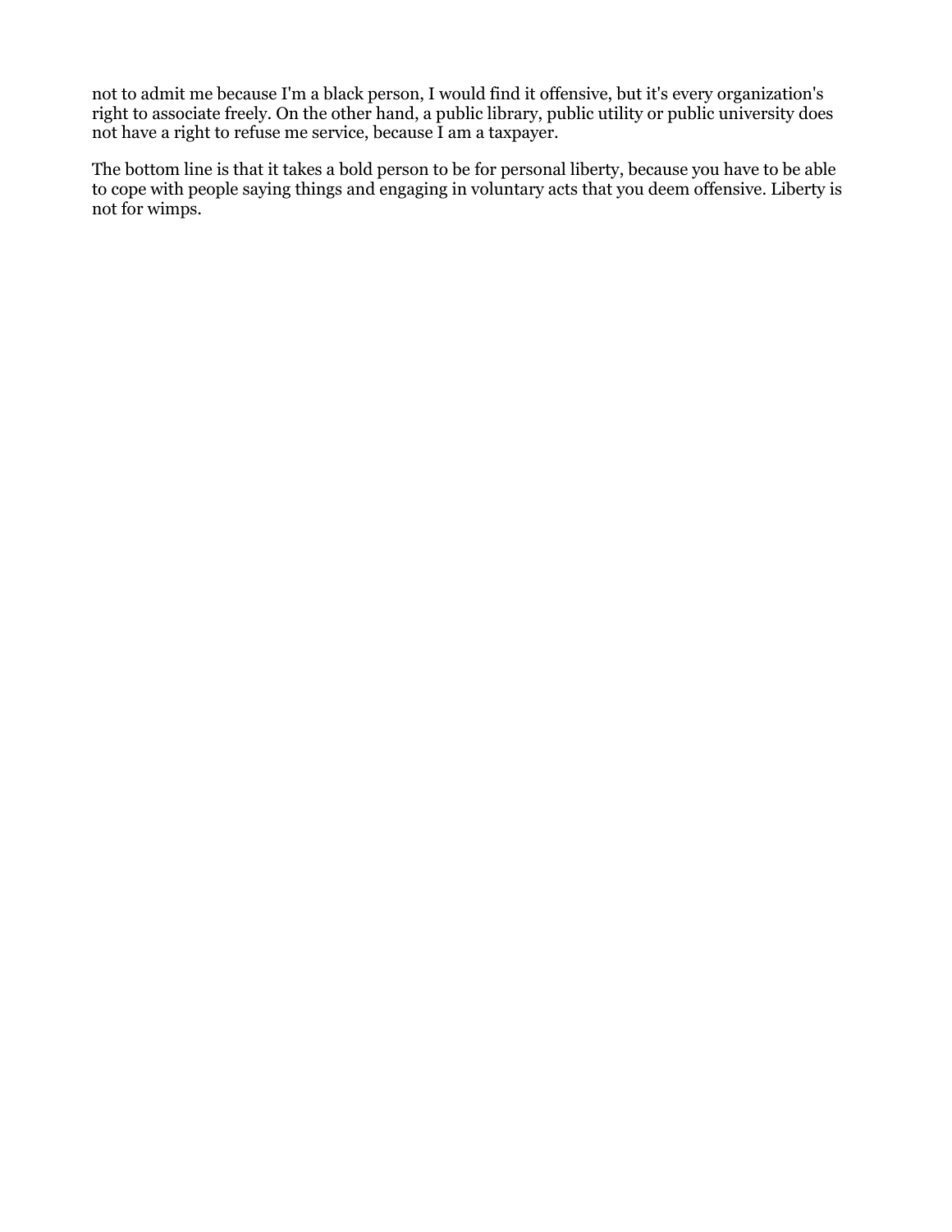not to admit me because I'm a black person, I would find it offensive, but it's every organization's right to associate freely. On the other hand, a public library, public utility or public university does not have a right to refuse me service, because I am a taxpayer.

The bottom line is that it takes a bold person to be for personal liberty, because you have to be able to cope with people saying things and engaging in voluntary acts that you deem offensive. Liberty is not for wimps.